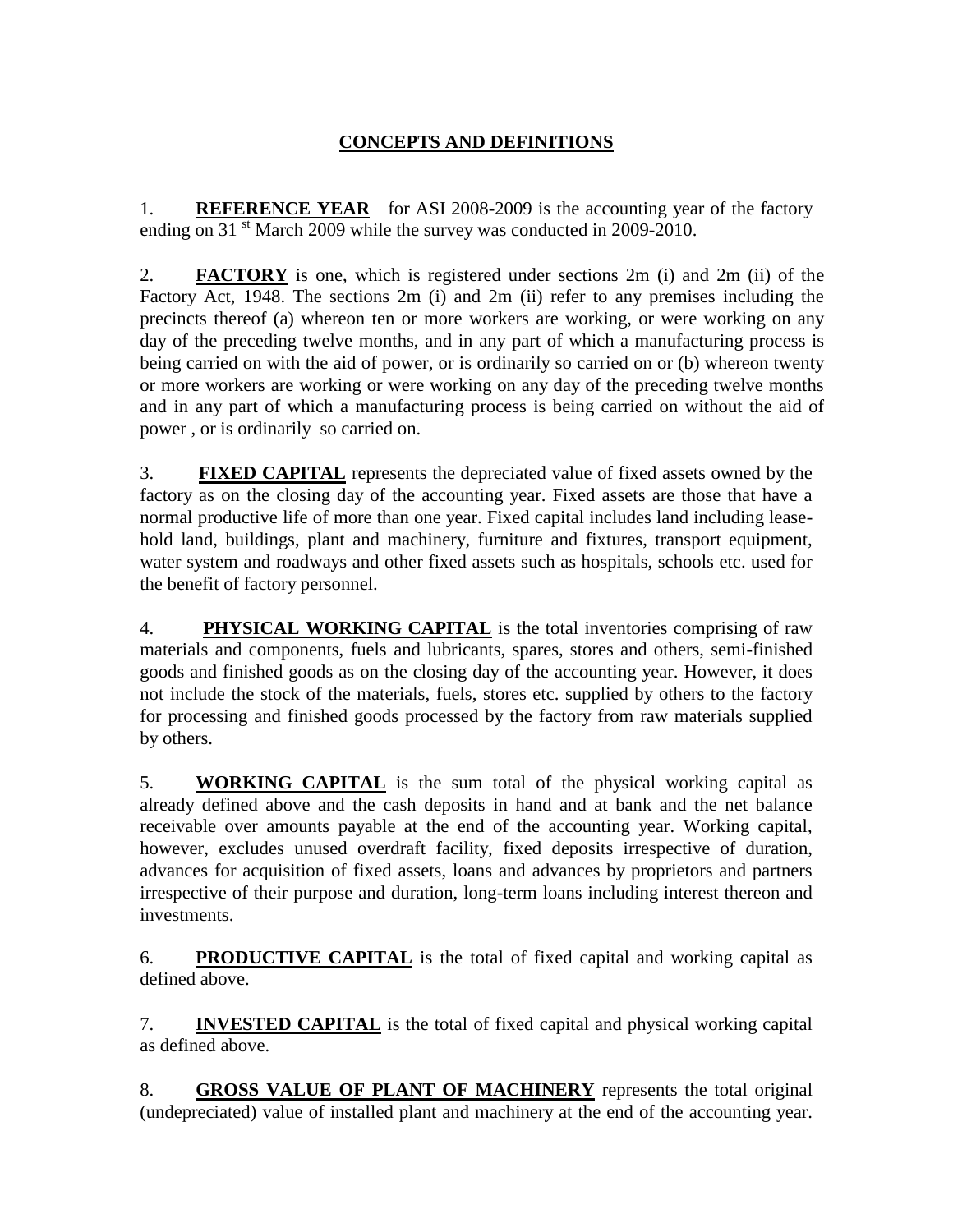# CONCEPTS AND DEFINITIONS

1. **REFERENCE YEAR** for ASI 2008-2009 is the accounting year of the factory ending on 31 st March 2009 while the survey was conducted in 2009-2010.

2. **FACTORY** is one, which is registered under sections 2m (i) and 2m (ii) of the Factory Act, 1948. The sections 2m (i) and 2m (ii) refer to any premises including the precincts thereof (a) whereon ten or more workers are working, or were working on any day of the preceding twelve months, and in any part of which a manufacturing process is being carried on with the aid of power, or is ordinarily so carried on or (b) whereon twenty or more workers are working or were working on any day of the preceding twelve months and in any part of which a manufacturing process is being carried on without the aid of power , or is ordinarily so carried on.

3. **FIXED CAPITAL** represents the depreciated value of fixed assets owned by the factory as on the closing day of the accounting year. Fixed assets are those that have a normal productive life of more than one year. Fixed capital includes land including lease-hold land, buildings, plant and machinery, furniture and fixtures, transport equipment, water system and roadways and other fixed assets such as hospitals, schools etc. used for the benefit of factory personnel.

4. **PHYSICAL WORKING CAPITAL** is the total inventories comprising of raw materials and components, fuels and lubricants, spares, stores and others, semi-finished goods and finished goods as on the closing day of the accounting year. However, it does not include the stock of the materials, fuels, stores etc. supplied by others to the factory for processing and finished goods processed by the factory from raw materials supplied by others.

5. **WORKING CAPITAL** is the sum total of the physical working capital as already defined above and the cash deposits in hand and at bank and the net balance receivable over amounts payable at the end of the accounting year. Working capital, however, excludes unused overdraft facility, fixed deposits irrespective of duration, advances for acquisition of fixed assets, loans and advances by proprietors and partners irrespective of their purpose and duration, long-term loans including interest thereon and investments.

6. **PRODUCTIVE CAPITAL** is the total of fixed capital and working capital as defined above.

7. **INVESTED CAPITAL** is the total of fixed capital and physical working capital as defined above.

8. **GROSS VALUE OF PLANT OF MACHINERY** represents the total original (undepreciated) value of installed plant and machinery at the end of the accounting year.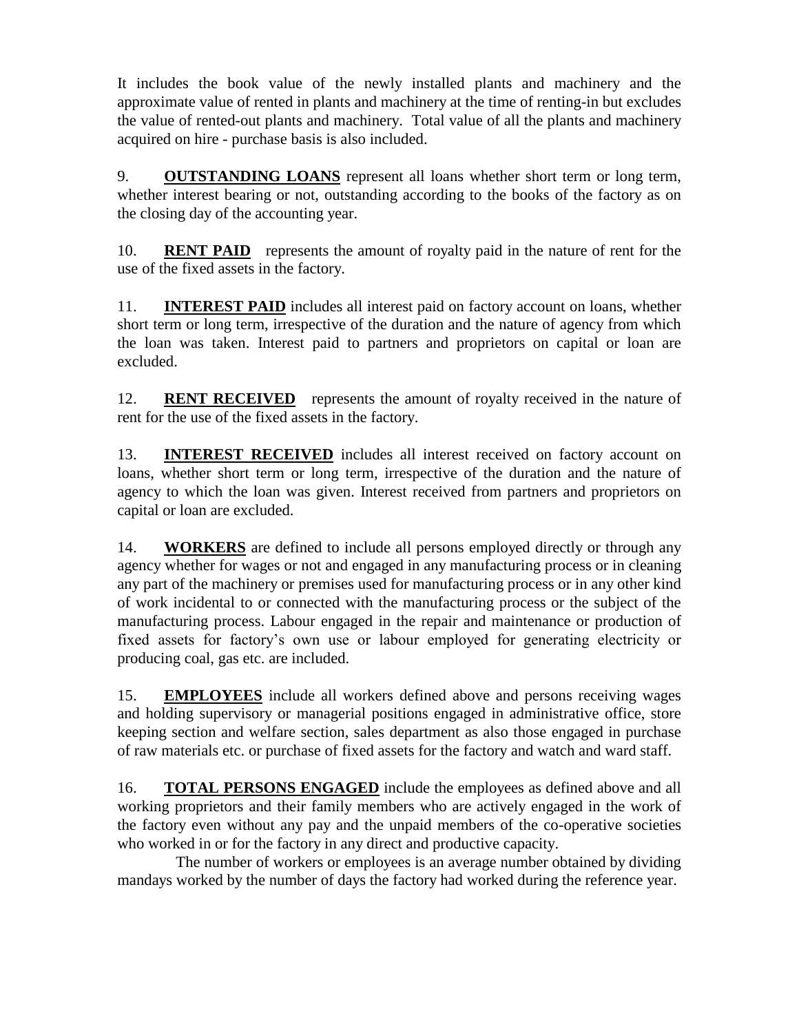It includes the book value of the newly installed plants and machinery and the approximate value of rented in plants and machinery at the time of renting-in but excludes the value of rented-out plants and machinery. Total value of all the plants and machinery acquired on hire - purchase basis is also included.

9. **OUTSTANDING LOANS** represent all loans whether short term or long term, whether interest bearing or not, outstanding according to the books of the factory as on the closing day of the accounting year.

10. **RENT PAID** represents the amount of royalty paid in the nature of rent for the use of the fixed assets in the factory.

11. **INTEREST PAID** includes all interest paid on factory account on loans, whether short term or long term, irrespective of the duration and the nature of agency from which the loan was taken. Interest paid to partners and proprietors on capital or loan are excluded.

12. **RENT RECEIVED** represents the amount of royalty received in the nature of rent for the use of the fixed assets in the factory.

13. **INTEREST RECEIVED** includes all interest received on factory account on loans, whether short term or long term, irrespective of the duration and the nature of agency to which the loan was given. Interest received from partners and proprietors on capital or loan are excluded.

14. **WORKERS** are defined to include all persons employed directly or through any agency whether for wages or not and engaged in any manufacturing process or in cleaning any part of the machinery or premises used for manufacturing process or in any other kind of work incidental to or connected with the manufacturing process or the subject of the manufacturing process. Labour engaged in the repair and maintenance or production of fixed assets for factory's own use or labour employed for generating electricity or producing coal, gas etc. are included.

15. **EMPLOYEES** include all workers defined above and persons receiving wages and holding supervisory or managerial positions engaged in administrative office, store keeping section and welfare section, sales department as also those engaged in purchase of raw materials etc. or purchase of fixed assets for the factory and watch and ward staff.

16. **TOTAL PERSONS ENGAGED** include the employees as defined above and all working proprietors and their family members who are actively engaged in the work of the factory even without any pay and the unpaid members of the co-operative societies who worked in or for the factory in any direct and productive capacity.

The number of workers or employees is an average number obtained by dividing mandays worked by the number of days the factory had worked during the reference year.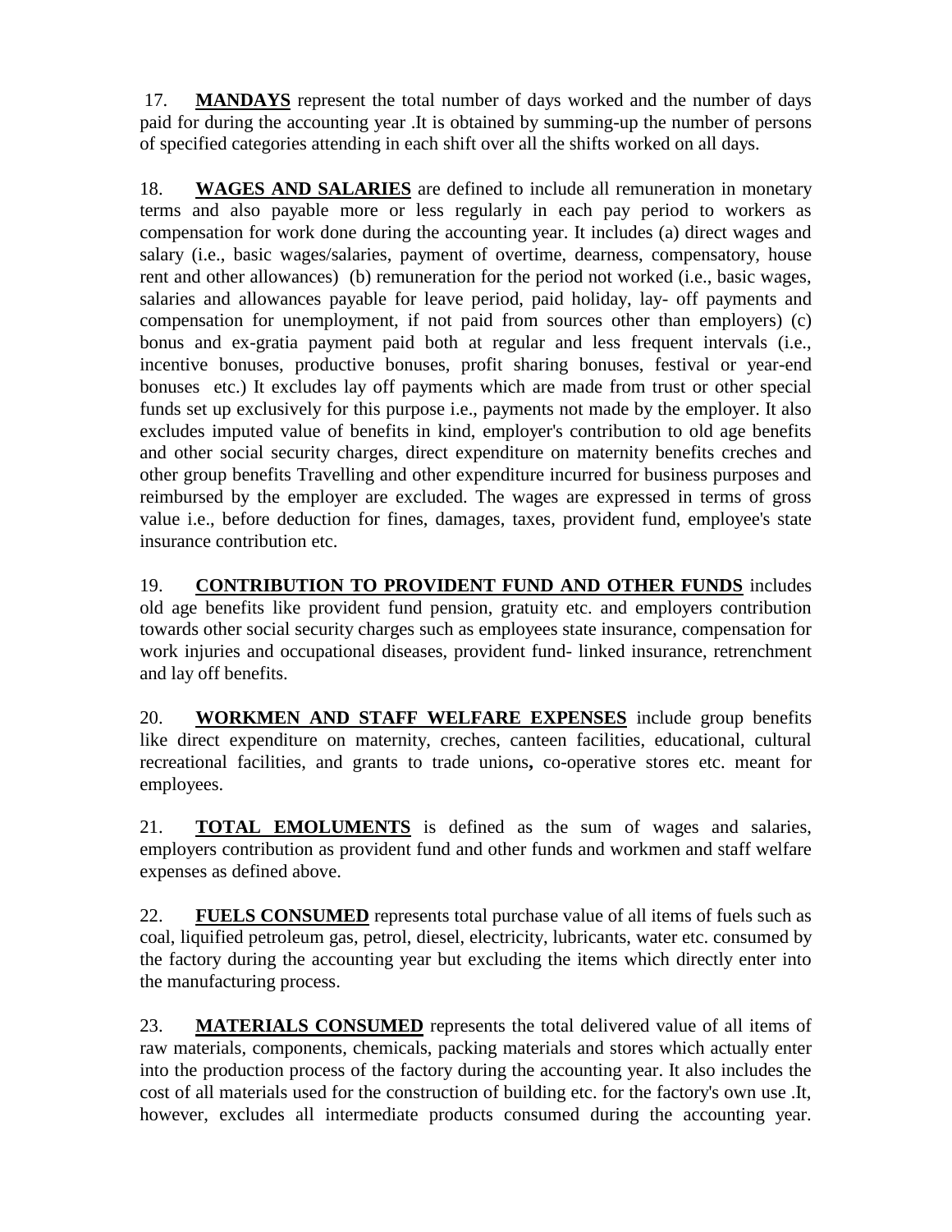17. **MANDAYS** represent the total number of days worked and the number of days paid for during the accounting year .It is obtained by summing-up the number of persons of specified categories attending in each shift over all the shifts worked on all days.

18. **WAGES AND SALARIES** are defined to include all remuneration in monetary terms and also payable more or less regularly in each pay period to workers as compensation for work done during the accounting year. It includes (a) direct wages and salary (i.e., basic wages/salaries, payment of overtime, dearness, compensatory, house rent and other allowances) (b) remuneration for the period not worked (i.e., basic wages, salaries and allowances payable for leave period, paid holiday, lay- off payments and compensation for unemployment, if not paid from sources other than employers) (c) bonus and ex-gratia payment paid both at regular and less frequent intervals (i.e., incentive bonuses, productive bonuses, profit sharing bonuses, festival or year-end bonuses etc.) It excludes lay off payments which are made from trust or other special funds set up exclusively for this purpose i.e., payments not made by the employer. It also excludes imputed value of benefits in kind, employer's contribution to old age benefits and other social security charges, direct expenditure on maternity benefits creches and other group benefits Travelling and other expenditure incurred for business purposes and reimbursed by the employer are excluded. The wages are expressed in terms of gross value i.e., before deduction for fines, damages, taxes, provident fund, employee's state insurance contribution etc.

19. **CONTRIBUTION TO PROVIDENT FUND AND OTHER FUNDS** includes old age benefits like provident fund pension, gratuity etc. and employers contribution towards other social security charges such as employees state insurance, compensation for work injuries and occupational diseases, provident fund- linked insurance, retrenchment and lay off benefits.

20. **WORKMEN AND STAFF WELFARE EXPENSES** include group benefits like direct expenditure on maternity, creches, canteen facilities, educational, cultural recreational facilities, and grants to trade unions**,** co-operative stores etc. meant for employees.

21. **TOTAL EMOLUMENTS** is defined as the sum of wages and salaries, employers contribution as provident fund and other funds and workmen and staff welfare expenses as defined above.

22. **FUELS CONSUMED** represents total purchase value of all items of fuels such as coal, liquified petroleum gas, petrol, diesel, electricity, lubricants, water etc. consumed by the factory during the accounting year but excluding the items which directly enter into the manufacturing process.

23. **MATERIALS CONSUMED** represents the total delivered value of all items of raw materials, components, chemicals, packing materials and stores which actually enter into the production process of the factory during the accounting year. It also includes the cost of all materials used for the construction of building etc. for the factory's own use .It, however, excludes all intermediate products consumed during the accounting year.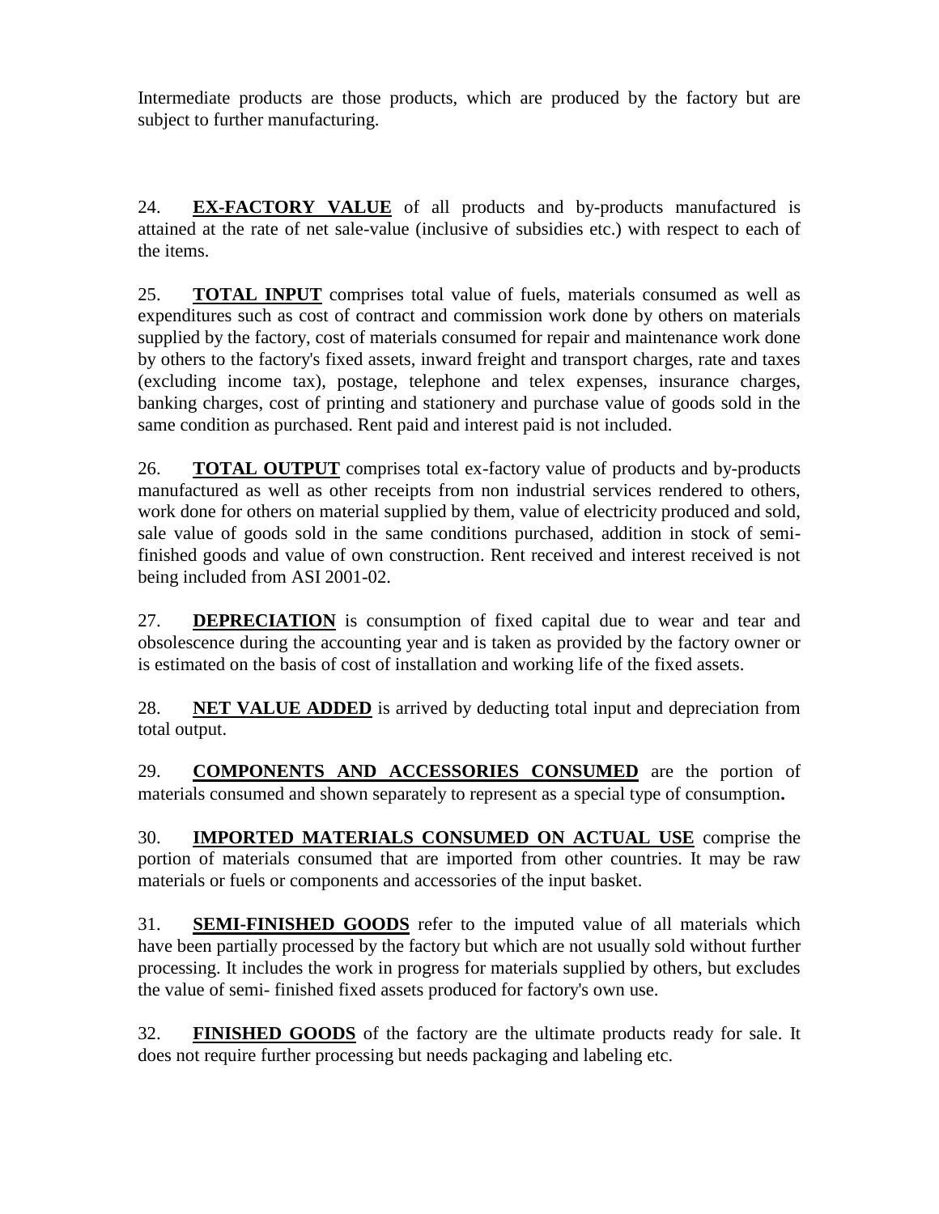Intermediate products are those products, which are produced by the factory but are subject to further manufacturing.

24. **EX-FACTORY VALUE** of all products and by-products manufactured is attained at the rate of net sale-value (inclusive of subsidies etc.) with respect to each of the items.

25. **TOTAL INPUT** comprises total value of fuels, materials consumed as well as expenditures such as cost of contract and commission work done by others on materials supplied by the factory, cost of materials consumed for repair and maintenance work done by others to the factory's fixed assets, inward freight and transport charges, rate and taxes (excluding income tax), postage, telephone and telex expenses, insurance charges, banking charges, cost of printing and stationery and purchase value of goods sold in the same condition as purchased. Rent paid and interest paid is not included.

26. **TOTAL OUTPUT** comprises total ex-factory value of products and by-products manufactured as well as other receipts from non industrial services rendered to others, work done for others on material supplied by them, value of electricity produced and sold, sale value of goods sold in the same conditions purchased, addition in stock of semi-finished goods and value of own construction. Rent received and interest received is not being included from ASI 2001-02.

27. **DEPRECIATION** is consumption of fixed capital due to wear and tear and obsolescence during the accounting year and is taken as provided by the factory owner or is estimated on the basis of cost of installation and working life of the fixed assets.

28. **NET VALUE ADDED** is arrived by deducting total input and depreciation from total output.

29. **COMPONENTS AND ACCESSORIES CONSUMED** are the portion of materials consumed and shown separately to represent as a special type of consumption**.**

30. **IMPORTED MATERIALS CONSUMED ON ACTUAL USE** comprise the portion of materials consumed that are imported from other countries. It may be raw materials or fuels or components and accessories of the input basket.

31. **SEMI-FINISHED GOODS** refer to the imputed value of all materials which have been partially processed by the factory but which are not usually sold without further processing. It includes the work in progress for materials supplied by others, but excludes the value of semi- finished fixed assets produced for factory's own use.

32. **FINISHED GOODS** of the factory are the ultimate products ready for sale. It does not require further processing but needs packaging and labeling etc.